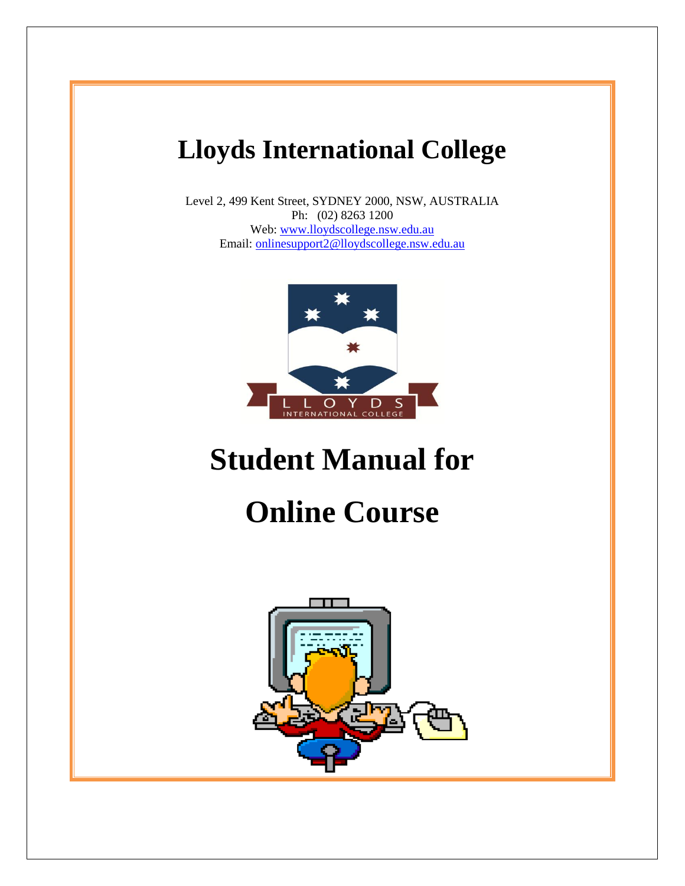# Lloyds International College

Level 2, 499 Kent Street, SYDNEY 2000, NSW, AUSTRALIA
Ph: (02) 8263 1200
Web: www.lloydscollege.nsw.edu.au
Email: onlinesupport2@lloydscollege.nsw.edu.au

# Student Manual for

# Online Course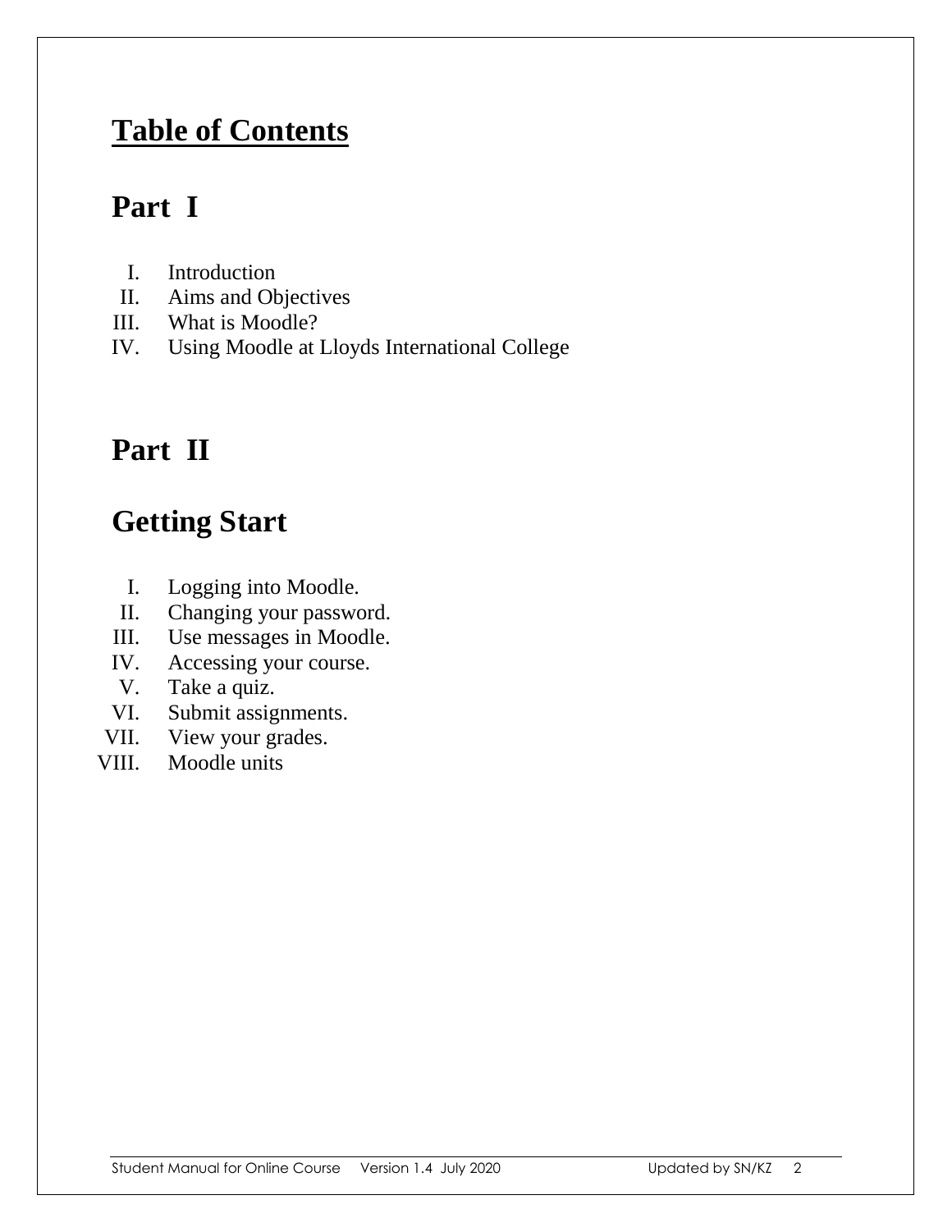# Table of Contents

## Part I

I. Introduction
II. Aims and Objectives
III. What is Moodle?
IV. Using Moodle at Lloyds International College

## Part II

## Getting Start

I. Logging into Moodle.
II. Changing your password.
III. Use messages in Moodle.
IV. Accessing your course.
V. Take a quiz.
VI. Submit assignments.
VII. View your grades.
VIII. Moodle units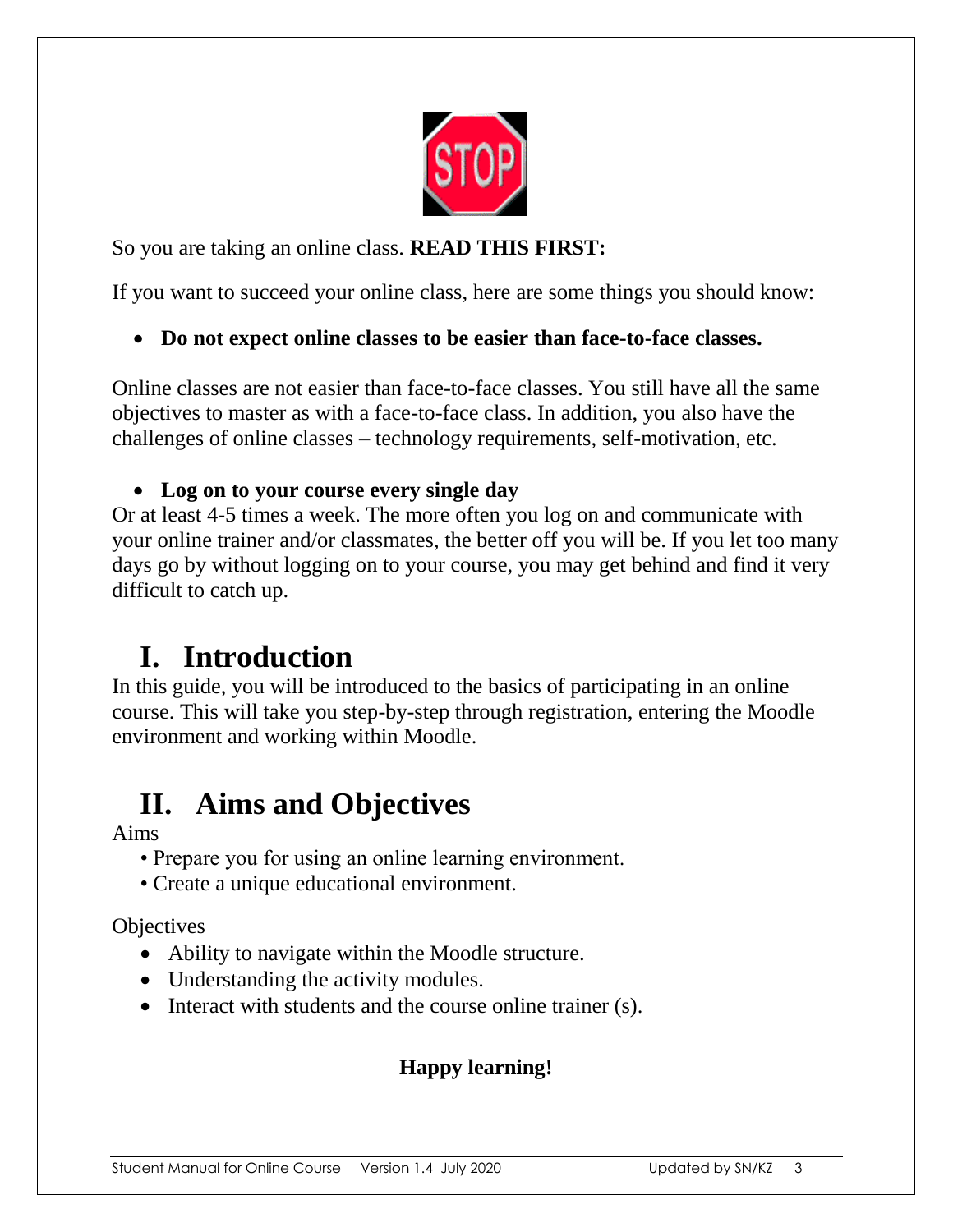So you are taking an online class. **READ THIS FIRST:**

If you want to succeed your online class, here are some things you should know:

- **Do not expect online classes to be easier than face-to-face classes.**

Online classes are not easier than face-to-face classes. You still have all the same objectives to master as with a face-to-face class. In addition, you also have the challenges of online classes – technology requirements, self-motivation, etc.

- **Log on to your course every single day**

Or at least 4-5 times a week. The more often you log on and communicate with your online trainer and/or classmates, the better off you will be. If you let too many days go by without logging on to your course, you may get behind and find it very difficult to catch up.

# I. Introduction

In this guide, you will be introduced to the basics of participating in an online course. This will take you step-by-step through registration, entering the Moodle environment and working within Moodle.

# II. Aims and Objectives

Aims

- Prepare you for using an online learning environment.
- Create a unique educational environment.

Objectives

- Ability to navigate within the Moodle structure.
- Understanding the activity modules.
- Interact with students and the course online trainer (s).

**Happy learning!**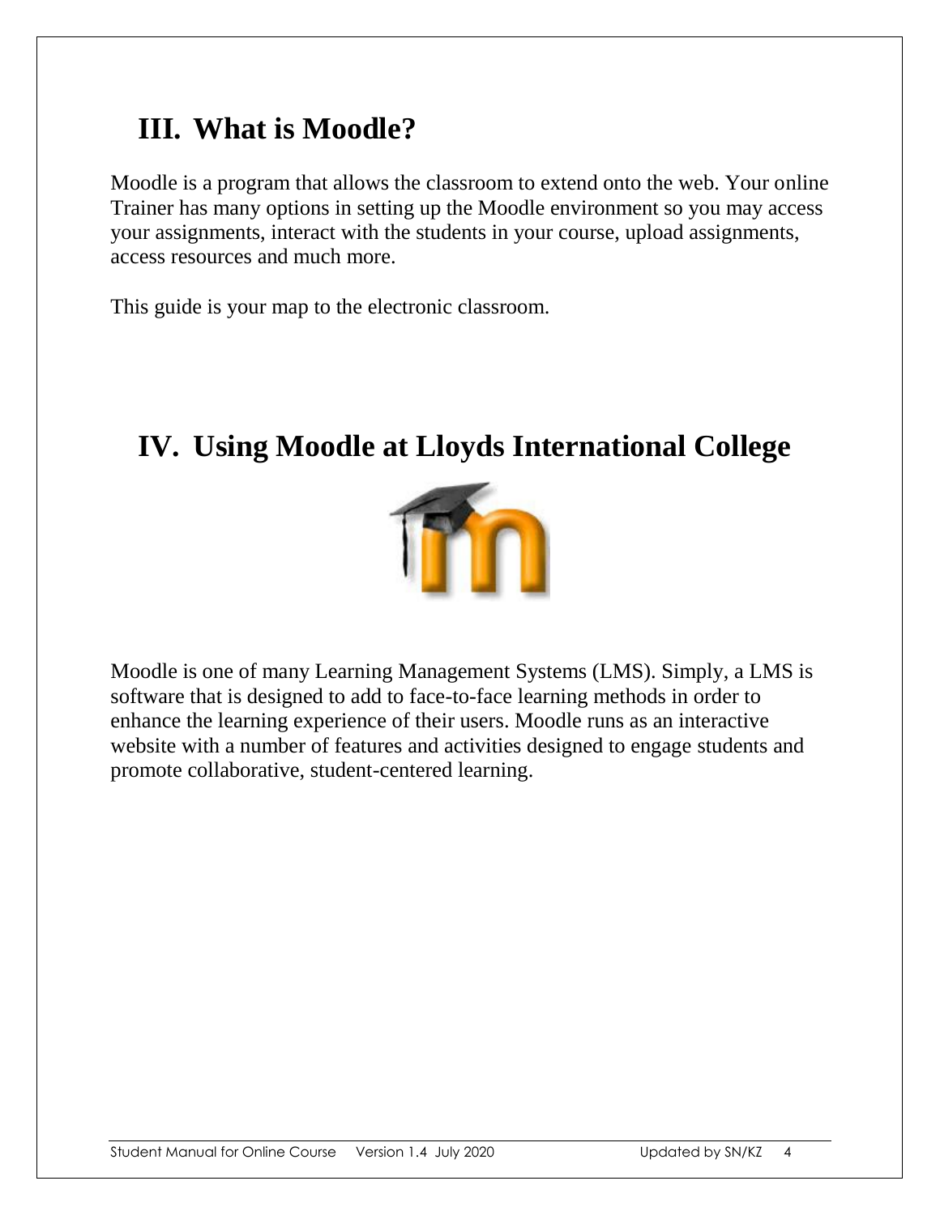## III. What is Moodle?

Moodle is a program that allows the classroom to extend onto the web. Your online Trainer has many options in setting up the Moodle environment so you may access your assignments, interact with the students in your course, upload assignments, access resources and much more.

This guide is your map to the electronic classroom.

## IV. Using Moodle at Lloyds International College

Moodle is one of many Learning Management Systems (LMS). Simply, a LMS is software that is designed to add to face-to-face learning methods in order to enhance the learning experience of their users. Moodle runs as an interactive website with a number of features and activities designed to engage students and promote collaborative, student-centered learning.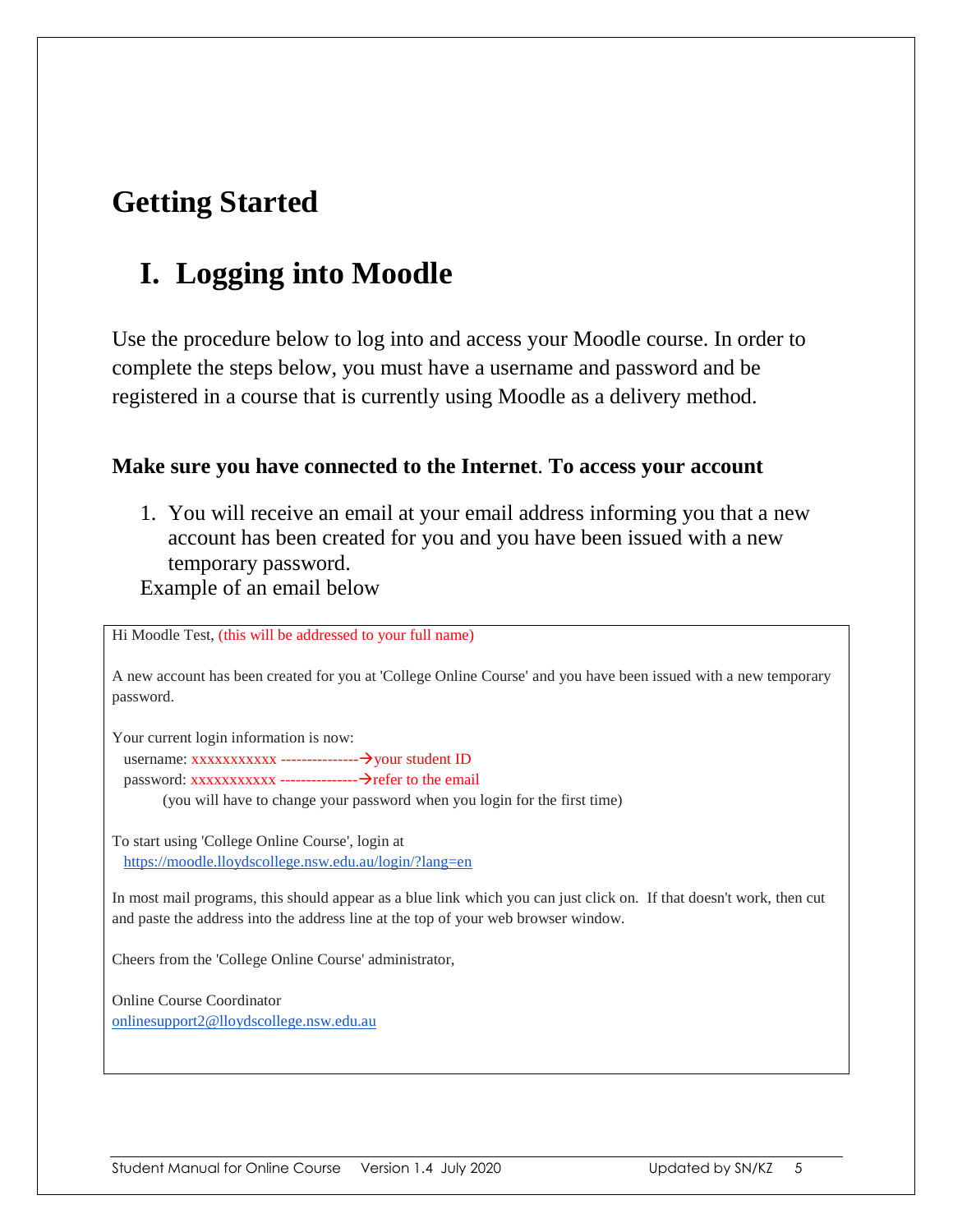# Getting Started

## I. Logging into Moodle

Use the procedure below to log into and access your Moodle course. In order to complete the steps below, you must have a username and password and be registered in a course that is currently using Moodle as a delivery method.

**Make sure you have connected to the Internet. To access your account**

1. You will receive an email at your email address informing you that a new account has been created for you and you have been issued with a new temporary password.

Example of an email below

> Hi Moodle Test, (this will be addressed to your full name)
>
> A new account has been created for you at 'College Online Course' and you have been issued with a new temporary password.
>
> Your current login information is now:
> username: xxxxxxxxxxx ---------------→your student ID
> password: xxxxxxxxxxx ---------------→refer to the email
> (you will have to change your password when you login for the first time)
>
> To start using 'College Online Course', login at
> https://moodle.lloydscollege.nsw.edu.au/login/?lang=en
>
> In most mail programs, this should appear as a blue link which you can just click on. If that doesn't work, then cut and paste the address into the address line at the top of your web browser window.
>
> Cheers from the 'College Online Course' administrator,
>
> Online Course Coordinator
> onlinesupport2@lloydscollege.nsw.edu.au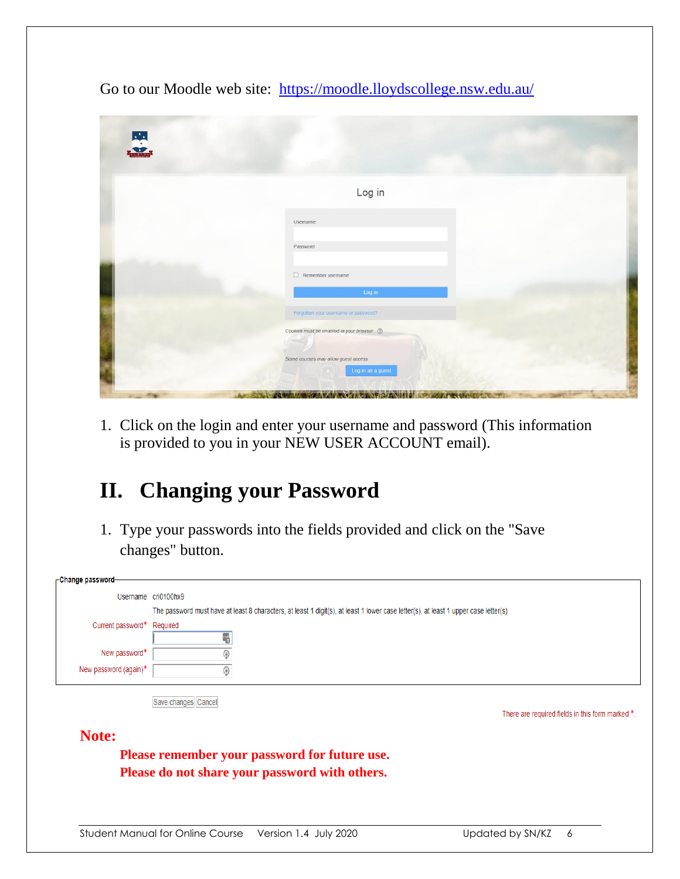Go to our Moodle web site: [https://moodle.lloydscollege.nsw.edu.au/](https://moodle.lloydscollege.nsw.edu.au/)

1. Click on the login and enter your username and password (This information is provided to you in your NEW USER ACCOUNT email).

## II. Changing your Password

1. Type your passwords into the fields provided and click on the "Save changes" button.

**Change password**

Username cri0100hx9

The password must have at least 8 characters, at least 1 digit(s), at least 1 lower case letter(s), at least 1 upper case letter(s)

Current password* Required

New password*

New password (again)*

Save changes | Cancel

There are required fields in this form marked *.

**Note:**

**Please remember your password for future use.**
**Please do not share your password with others.**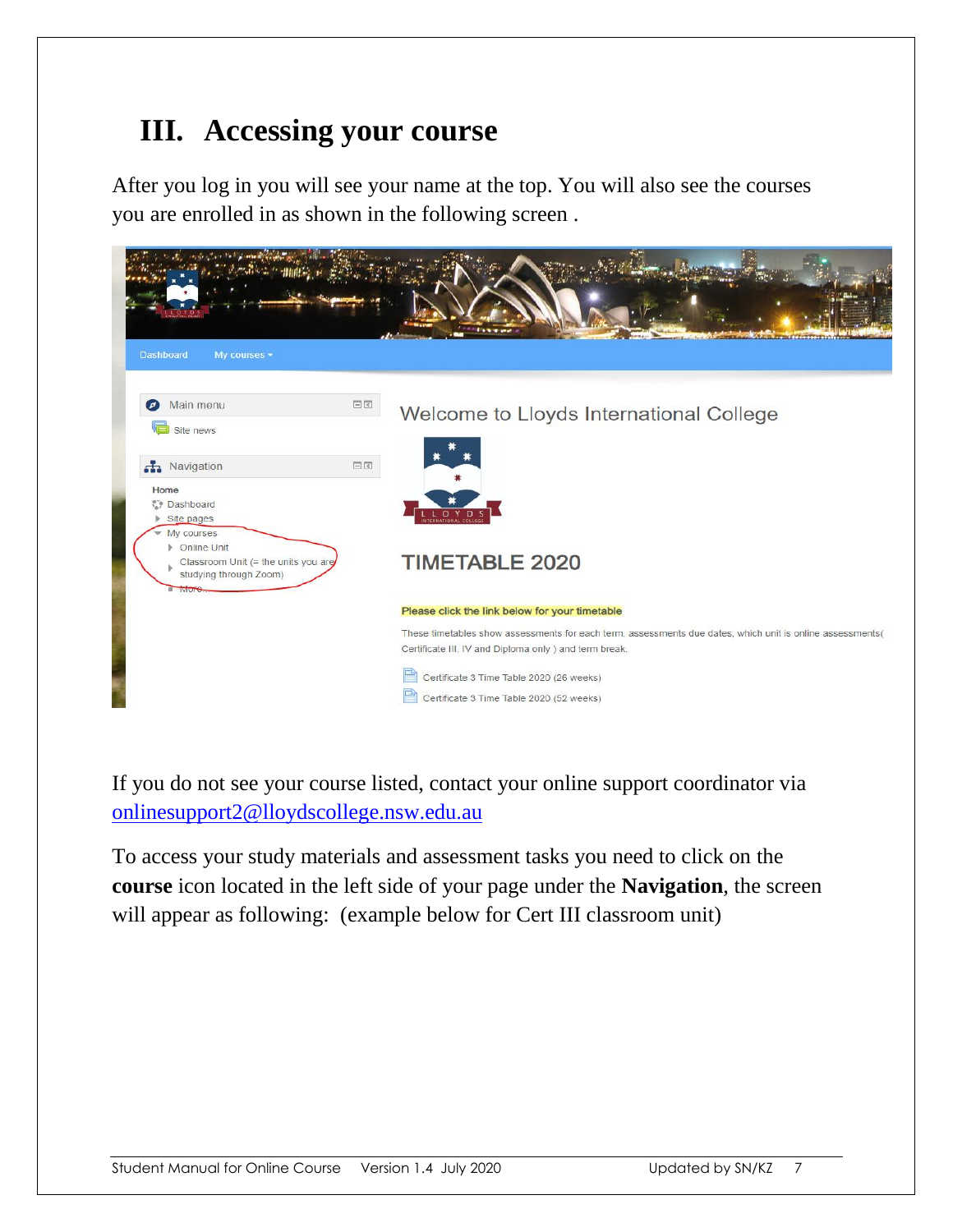# III. Accessing your course

After you log in you will see your name at the top. You will also see the courses you are enrolled in as shown in the following screen .

If you do not see your course listed, contact your online support coordinator via onlinesupport2@lloydscollege.nsw.edu.au

To access your study materials and assessment tasks you need to click on the **course** icon located in the left side of your page under the **Navigation**, the screen will appear as following: (example below for Cert III classroom unit)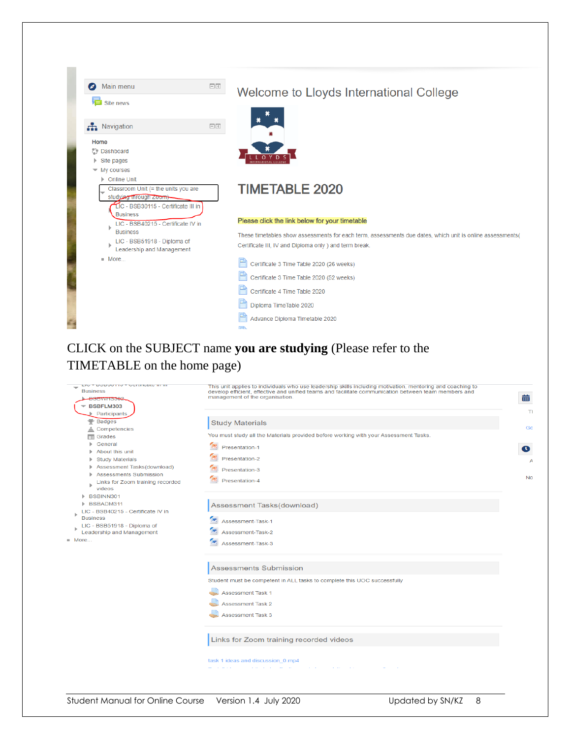Main menu

Site news

Navigation

Home
- Dashboard
- Site pages
- My courses
  - Online Unit
  - Classroom Unit (= the units you are studying through Zoom)
    - LIC - BSB30115 - Certificate III in Business
    - LIC - BSB40215 - Certificate IV in Business
    - LIC - BSB51918 - Diploma of Leadership and Management
  - More...

# Welcome to Lloyds International College

LLOYDS INTERNATIONAL COLLEGE

## TIMETABLE 2020

**Please click the link below for your timetable**

These timetables show assessments for each term, assessments due dates, which unit is online assessments( Certificate III, IV and Diploma only ) and term break.

- Certificate 3 Time Table 2020 (26 weeks)
- Certificate 3 Time Table 2020 (52 weeks)
- Certificate 4 Time Table 2020
- Diploma TimeTable 2020
- Advance Diploma Timetable 2020

CLICK on the SUBJECT name **you are studying** (Please refer to the TIMETABLE on the home page)

- LIC - BSB30115 - Certificate III in Business
  - BSBWHS302
  - BSBFLM303
    - Participants
    - Badges
    - Competencies
    - Grades
    - General
    - About this unit
    - Study Materials
    - Assessment Tasks(download)
    - Assessments Submission
    - Links for Zoom training recorded videos
  - BSBINN301
  - BSBADM311
- LIC - BSB40215 - Certificate IV in Business
- LIC - BSB51918 - Diploma of Leadership and Management
- More...

This unit applies to individuals who use leadership skills including motivation, mentoring and coaching to develop efficient, effective and unified teams and facilitate communication between team members and management of the organisation.

### Study Materials

You must study all the Materials provided before working with your Assessment Tasks.

- Presentation-1
- Presentation-2
- Presentation-3
- Presentation-4

### Assessment Tasks(download)

- Assessment-Task-1
- Assessment-Task-2
- Assessment-Task-3

### Assessments Submission

Student must be competent in ALL tasks to complete this UOC successfully

- Assessment Task 1
- Assessment Task 2
- Assessment Task 3

### Links for Zoom training recorded videos

task 1 ideas and discussion_0.mp4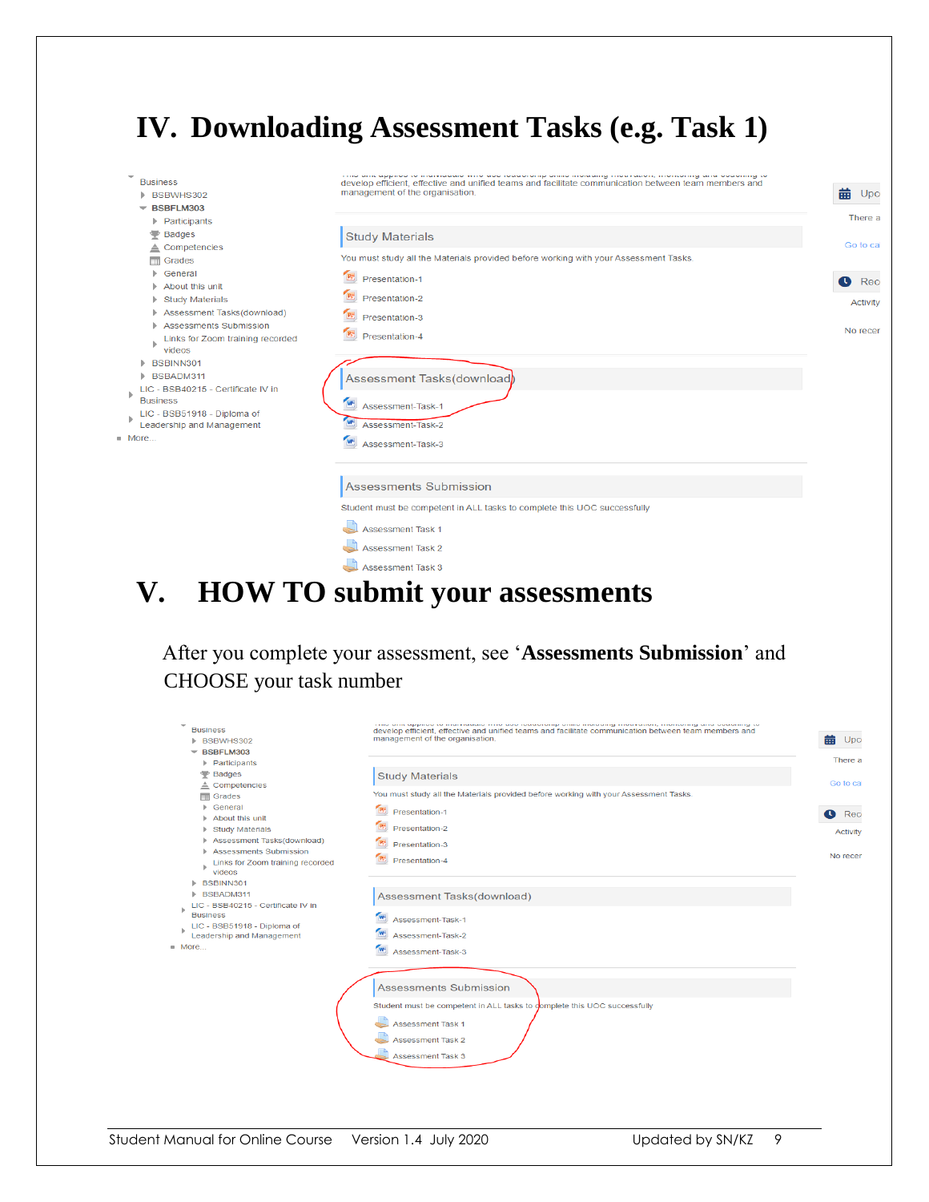# IV. Downloading Assessment Tasks (e.g. Task 1)

- Business
  - BSBWHS302
  - BSBFLM303
    - Participants
    - Badges
    - Competencies
    - Grades
    - General
    - About this unit
    - Study Materials
    - Assessment Tasks(download)
    - Assessments Submission
    - Links for Zoom training recorded videos
  - BSBINN301
  - BSBADM311
- LIC - BSB40215 - Certificate IV in Business
- LIC - BSB51918 - Diploma of Leadership and Management
- More...

develop efficient, effective and unified teams and facilitate communication between team members and management of the organisation.

**Study Materials**

You must study all the Materials provided before working with your Assessment Tasks.

- Presentation-1
- Presentation-2
- Presentation-3
- Presentation-4

**Assessment Tasks(download)**

- Assessment-Task-1
- Assessment-Task-2
- Assessment-Task-3

**Assessments Submission**

Student must be competent in ALL tasks to complete this UOC successfully

- Assessment Task 1
- Assessment Task 2
- Assessment Task 3

# V. HOW TO submit your assessments

After you complete your assessment, see '**Assessments Submission**' and CHOOSE your task number

- Business
  - BSBWHS302
  - BSBFLM303
    - Participants
    - Badges
    - Competencies
    - Grades
    - General
    - About this unit
    - Study Materials
    - Assessment Tasks(download)
    - Assessments Submission
    - Links for Zoom training recorded videos
  - BSBINN301
  - BSBADM311
- LIC - BSB40215 - Certificate IV in Business
- LIC - BSB51918 - Diploma of Leadership and Management
- More...

develop efficient, effective and unified teams and facilitate communication between team members and management of the organisation.

**Study Materials**

You must study all the Materials provided before working with your Assessment Tasks.

- Presentation-1
- Presentation-2
- Presentation-3
- Presentation-4

**Assessment Tasks(download)**

- Assessment-Task-1
- Assessment-Task-2
- Assessment-Task-3

**Assessments Submission**

Student must be competent in ALL tasks to complete this UOC successfully

- Assessment Task 1
- Assessment Task 2
- Assessment Task 3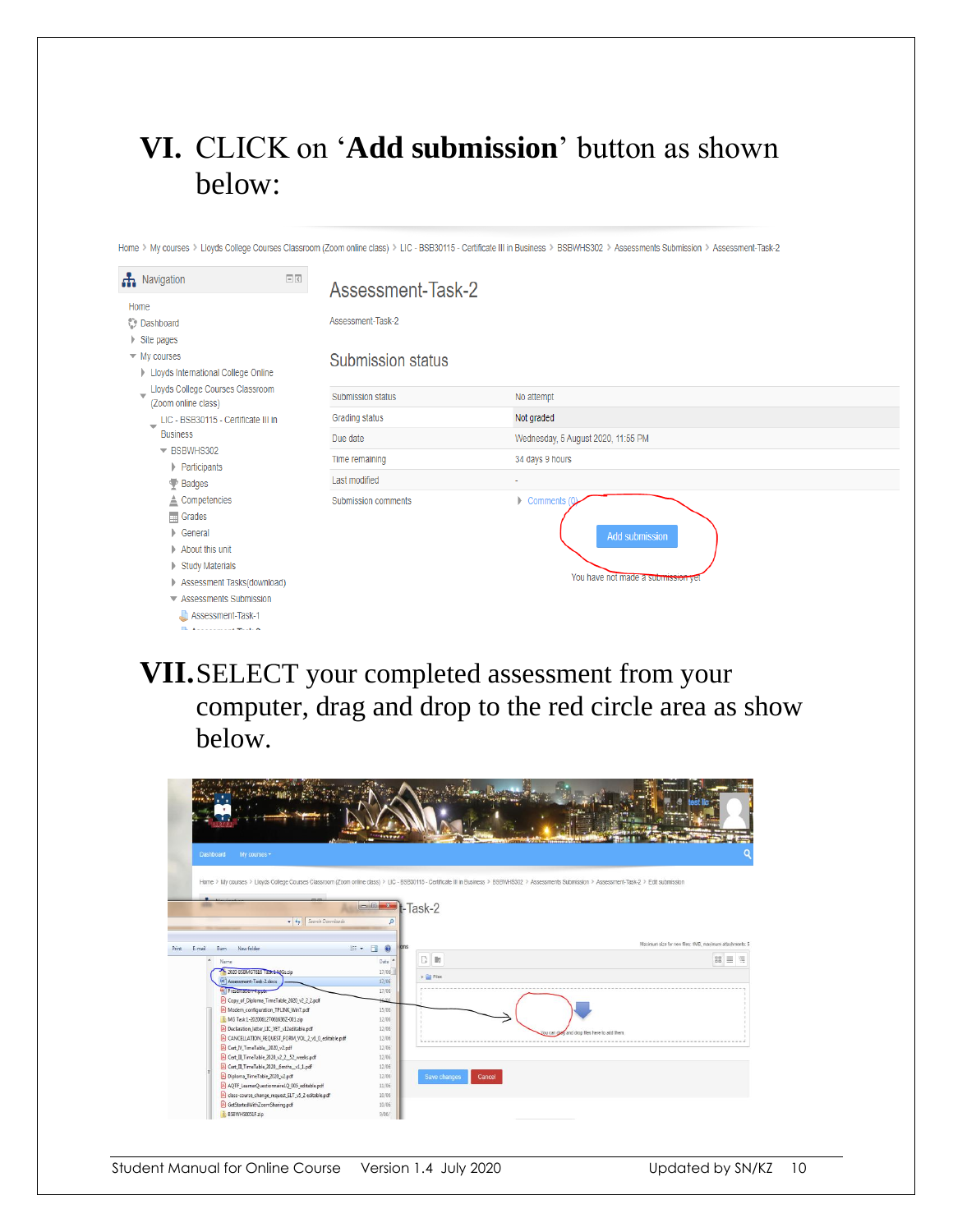VI. CLICK on '**Add submission**' button as shown below:

Home > My courses > Lloyds College Courses Classroom (Zoom online class) > LIC - BSB30115 - Certificate III in Business > BSBWHS302 > Assessments Submission > Assessment-Task-2

Navigation

Home
Dashboard
Site pages
My courses
Lloyds International College Online
Lloyds College Courses Classroom (Zoom online class)
LIC - BSB30115 - Certificate III in Business
BSBWHS302
Participants
Badges
Competencies
Grades
General
About this unit
Study Materials
Assessment Tasks(download)
Assessments Submission
Assessment-Task-1

## Assessment-Task-2

Assessment-Task-2

### Submission status

| | |
|---|---|
| Submission status | No attempt |
| Grading status | Not graded |
| Due date | Wednesday, 5 August 2020, 11:55 PM |
| Time remaining | 34 days 9 hours |
| Last modified | - |
| Submission comments | Comments (0) |

Add submission

You have not made a submission yet

VII. SELECT your completed assessment from your computer, drag and drop to the red circle area as show below.

Home > My courses > Lloyds College Courses Classroom (Zoom online class) > LIC - BSB30115 - Certificate III in Business > BSBWHS302 > Assessments Submission > Assessment-Task-2 > Edit submission

-Task-2

You can drag and drop files here to add them

Save changes Cancel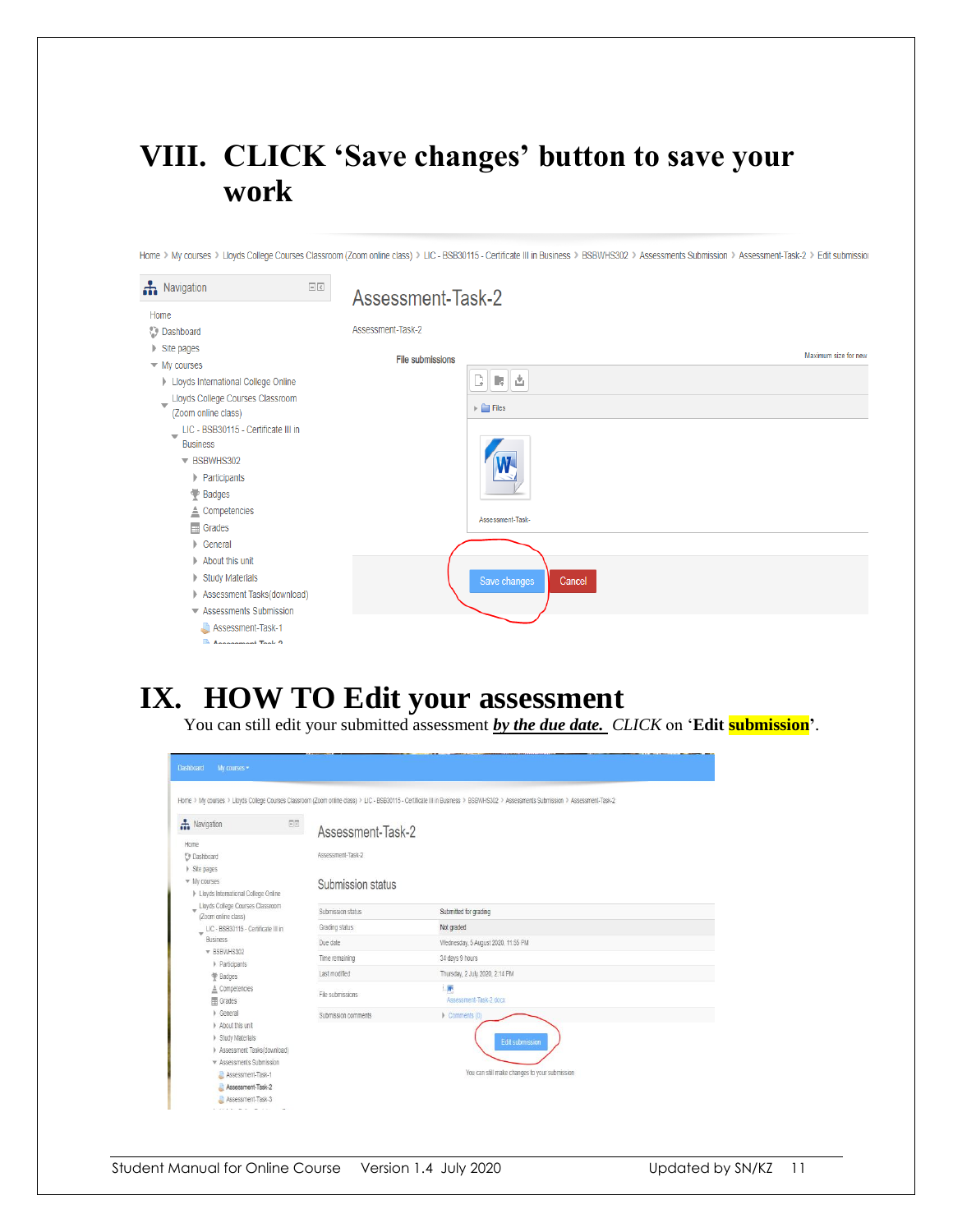# VIII. CLICK 'Save changes' button to save your work

Home > My courses > Lloyds College Courses Classroom (Zoom online class) > LIC - BSB30115 - Certificate III in Business > BSBWHS302 > Assessments Submission > Assessment-Task-2 > Edit submission

Navigation

- Home
- Dashboard
- Site pages
- My courses
  - Lloyds International College Online
  - Lloyds College Courses Classroom (Zoom online class)
    - LIC - BSB30115 - Certificate III in Business
      - BSBWHS302
        - Participants
        - Badges
        - Competencies
        - Grades
        - General
        - About this unit
        - Study Materials
        - Assessment Tasks(download)
        - Assessments Submission
          - Assessment-Task-1

Assessment-Task-2

Assessment-Task-2

File submissions — Maximum size for new

Files

Assessment-Task-

Save changes | Cancel

# IX. HOW TO Edit your assessment

You can still edit your submitted assessment ***by the due date.*** *CLICK* on '**Edit submission**'.

Dashboard | My courses

Home > My courses > Lloyds College Courses Classroom (Zoom online class) > LIC - BSB30115 - Certificate III in Business > BSBWHS302 > Assessments Submission > Assessment-Task-2

Assessment-Task-2

Assessment-Task-2

Submission status

| | |
|---|---|
| Submission status | Submitted for grading |
| Grading status | Not graded |
| Due date | Wednesday, 5 August 2020, 11:55 PM |
| Time remaining | 34 days 9 hours |
| Last modified | Thursday, 2 July 2020, 2:14 PM |
| File submissions | Assessment-Task-2.docx |
| Submission comments | Comments (0) |

Edit submission

You can still make changes to your submission

Student Manual for Online Course Version 1.4 July 2020 Updated by SN/KZ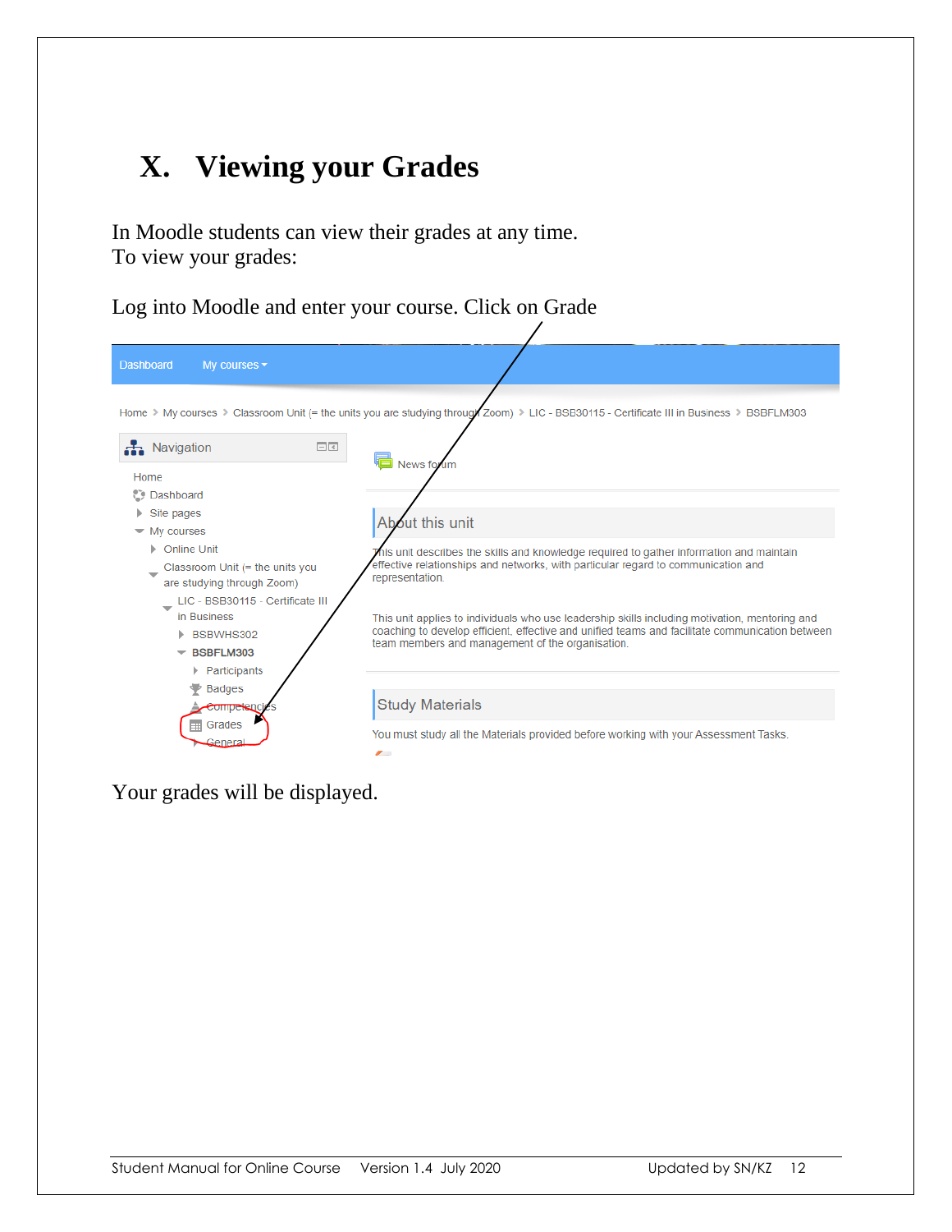# X. Viewing your Grades

In Moodle students can view their grades at any time.
To view your grades:

Log into Moodle and enter your course. Click on Grade

Dashboard My courses

Home > My courses > Classroom Unit (= the units you are studying through Zoom) > LIC - BSB30115 - Certificate III in Business > BSBFLM303

Navigation

Home
Dashboard
Site pages
My courses
Online Unit
Classroom Unit (= the units you are studying through Zoom)
LIC - BSB30115 - Certificate III in Business
BSBWHS302
BSBFLM303
Participants
Badges
Competencies
Grades
General

News forum

About this unit

This unit describes the skills and knowledge required to gather information and maintain effective relationships and networks, with particular regard to communication and representation.

This unit applies to individuals who use leadership skills including motivation, mentoring and coaching to develop efficient, effective and unified teams and facilitate communication between team members and management of the organisation.

Study Materials

You must study all the Materials provided before working with your Assessment Tasks.

Your grades will be displayed.